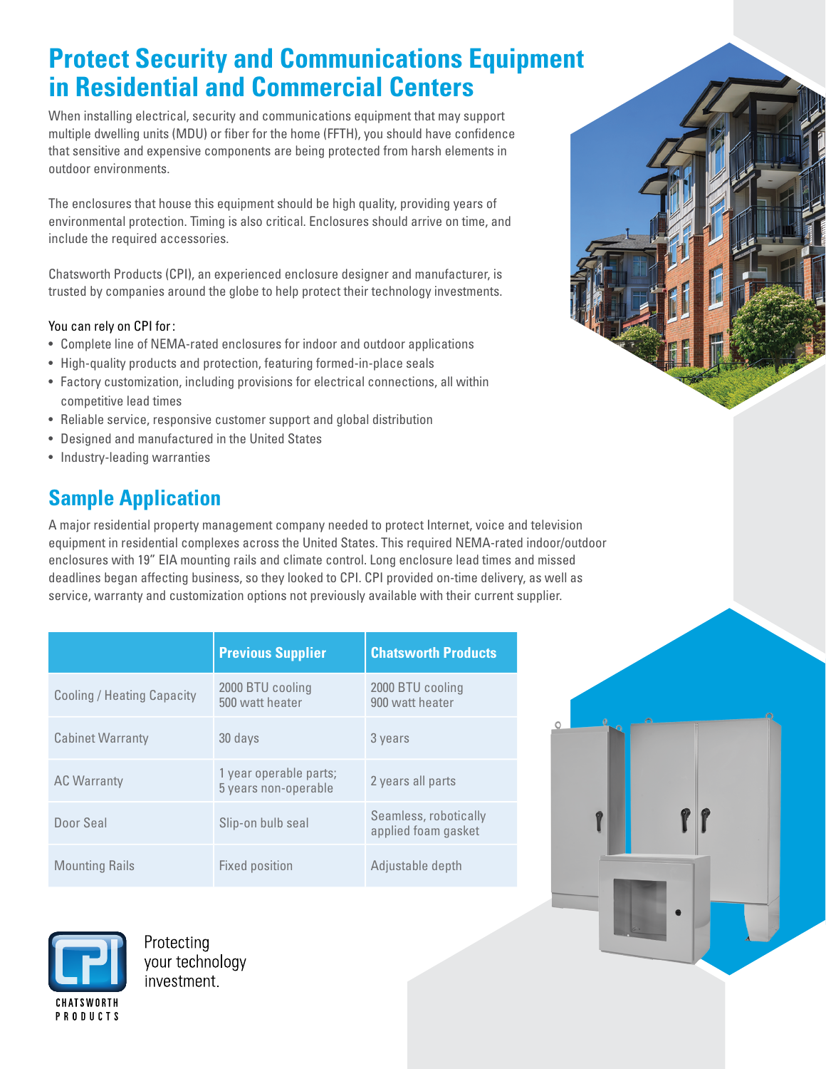# Protect Security and Communications Equipment in Residential and Commercial Centers

When installing electrical, security and communications equipment that may support multiple dwelling units (MDU) or fiber for the home (FFTH), you should have confidence that sensitive and expensive components are being protected from harsh elements in outdoor environments.

The enclosures that house this equipment should be high quality, providing years of environmental protection. Timing is also critical. Enclosures should arrive on time, and include the required accessories.

Chatsworth Products (CPI), an experienced enclosure designer and manufacturer, is trusted by companies around the globe to help protect their technology investments.

You can rely on CPI for:

- Complete line of NEMA-rated enclosures for indoor and outdoor applications
- High-quality products and protection, featuring formed-in-place seals
- Factory customization, including provisions for electrical connections, all within competitive lead times
- Reliable service, responsive customer support and global distribution
- Designed and manufactured in the United States
- Industry-leading warranties

## Sample Application

A major residential property management company needed to protect Internet, voice and television equipment in residential complexes across the United States. This required NEMA-rated indoor/outdoor enclosures with 19" EIA mounting rails and climate control. Long enclosure lead times and missed deadlines began affecting business, so they looked to CPI. CPI provided on-time delivery, as well as service, warranty and customization options not previously available with their current supplier.

| | Previous Supplier | Chatsworth Products |
|---|---|---|
| Cooling / Heating Capacity | 2000 BTU cooling<br>500 watt heater | 2000 BTU cooling<br>900 watt heater |
| Cabinet Warranty | 30 days | 3 years |
| AC Warranty | 1 year operable parts;<br>5 years non-operable | 2 years all parts |
| Door Seal | Slip-on bulb seal | Seamless, robotically applied foam gasket |
| Mounting Rails | Fixed position | Adjustable depth |

CHATSWORTH PRODUCTS

Protecting your technology investment.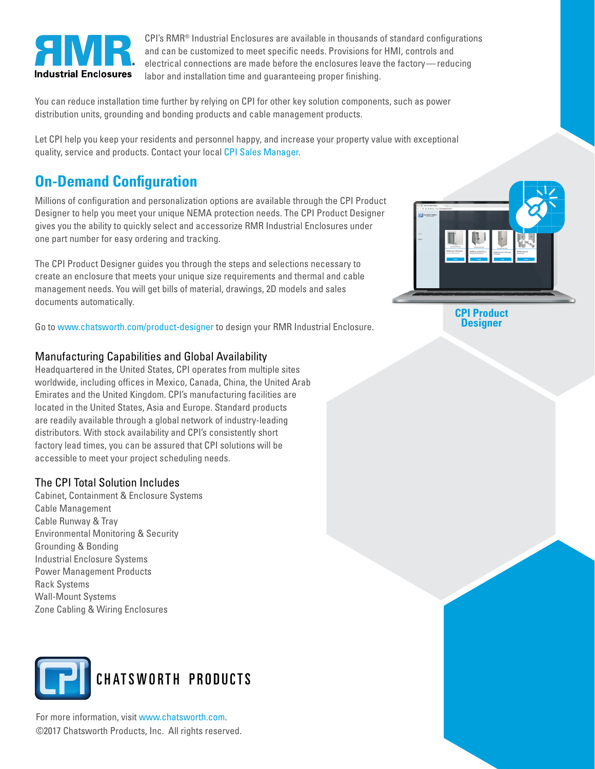RMR® Industrial Enclosures

CPI's RMR® Industrial Enclosures are available in thousands of standard configurations and can be customized to meet specific needs. Provisions for HMI, controls and electrical connections are made before the enclosures leave the factory—reducing labor and installation time and guaranteeing proper finishing.

You can reduce installation time further by relying on CPI for other key solution components, such as power distribution units, grounding and bonding products and cable management products.

Let CPI help you keep your residents and personnel happy, and increase your property value with exceptional quality, service and products. Contact your local CPI Sales Manager.

## On-Demand Configuration

Millions of configuration and personalization options are available through the CPI Product Designer to help you meet your unique NEMA protection needs. The CPI Product Designer gives you the ability to quickly select and accessorize RMR Industrial Enclosures under one part number for easy ordering and tracking.

The CPI Product Designer guides you through the steps and selections necessary to create an enclosure that meets your unique size requirements and thermal and cable management needs. You will get bills of material, drawings, 2D models and sales documents automatically.

Go to www.chatsworth.com/product-designer to design your RMR Industrial Enclosure.

CPI Product Designer

### Manufacturing Capabilities and Global Availability

Headquartered in the United States, CPI operates from multiple sites worldwide, including offices in Mexico, Canada, China, the United Arab Emirates and the United Kingdom. CPI's manufacturing facilities are located in the United States, Asia and Europe. Standard products are readily available through a global network of industry-leading distributors. With stock availability and CPI's consistently short factory lead times, you can be assured that CPI solutions will be accessible to meet your project scheduling needs.

### The CPI Total Solution Includes

Cabinet, Containment & Enclosure Systems
Cable Management
Cable Runway & Tray
Environmental Monitoring & Security
Grounding & Bonding
Industrial Enclosure Systems
Power Management Products
Rack Systems
Wall-Mount Systems
Zone Cabling & Wiring Enclosures

CHATSWORTH PRODUCTS

For more information, visit www.chatsworth.com.
©2017 Chatsworth Products, Inc. All rights reserved.